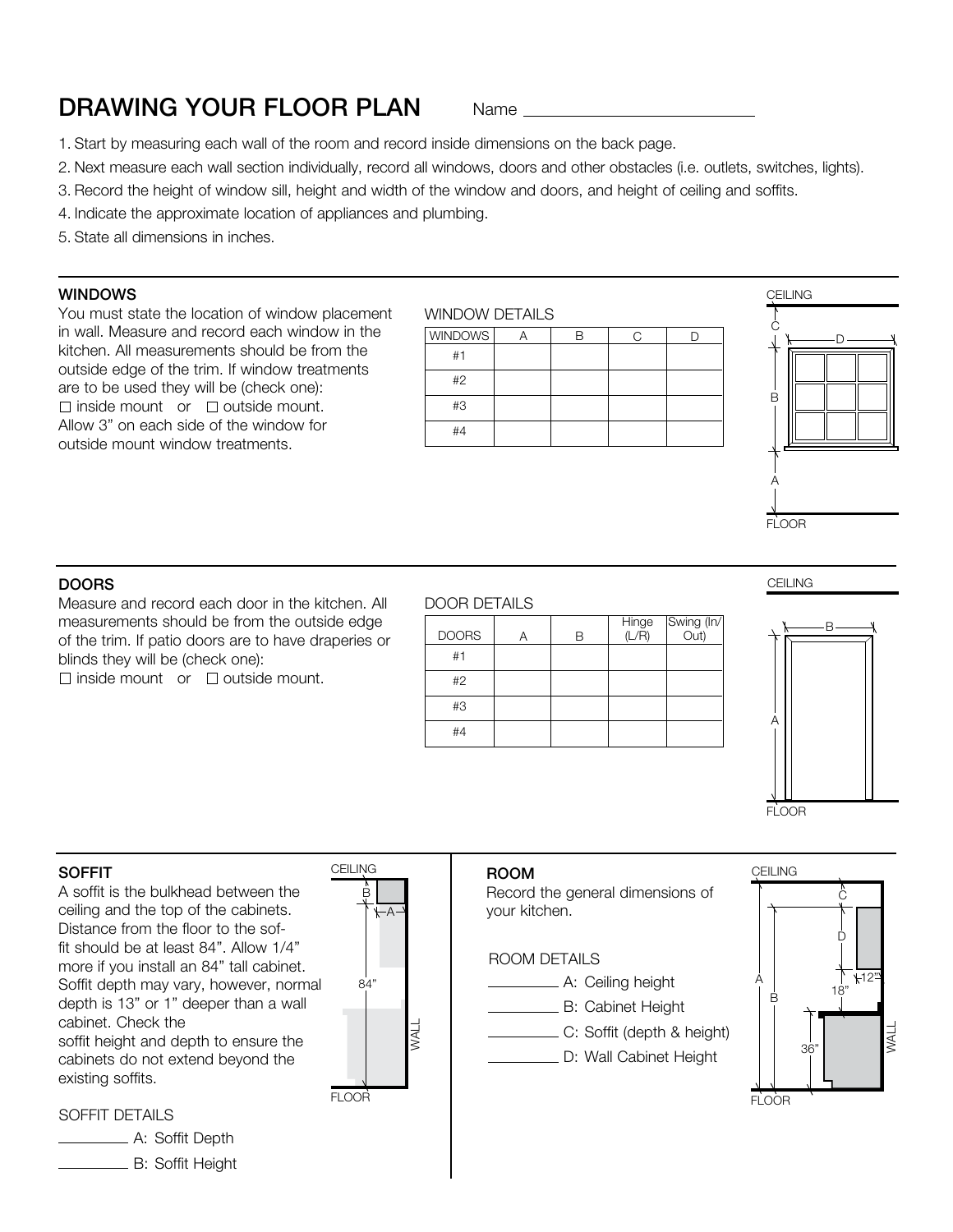# DRAWING YOUR FLOOR PLAN

Name ___________________________

1. Start by measuring each wall of the room and record inside dimensions on the back page.
2. Next measure each wall section individually, record all windows, doors and other obstacles (i.e. outlets, switches, lights).
3. Record the height of window sill, height and width of the window and doors, and height of ceiling and soffits.
4. Indicate the approximate location of appliances and plumbing.
5. State all dimensions in inches.

## WINDOWS

You must state the location of window placement in wall. Measure and record each window in the kitchen. All measurements should be from the outside edge of the trim. If window treatments are to be used they will be (check one):
☐ inside mount or ☐ outside mount.
Allow 3" on each side of the window for outside mount window treatments.

WINDOW DETAILS

| WINDOWS | A | B | C | D |
|---|---|---|---|---|
| #1 | | | | |
| #2 | | | | |
| #3 | | | | |
| #4 | | | | |

## DOORS

Measure and record each door in the kitchen. All measurements should be from the outside edge of the trim. If patio doors are to have draperies or blinds they will be (check one):
☐ inside mount or ☐ outside mount.

DOOR DETAILS

| DOORS | A | B | Hinge (L/R) | Swing (In/ Out) |
|---|---|---|---|---|
| #1 | | | | |
| #2 | | | | |
| #3 | | | | |
| #4 | | | | |

## SOFFIT

A soffit is the bulkhead between the ceiling and the top of the cabinets. Distance from the floor to the soffit should be at least 84". Allow 1/4" more if you install an 84" tall cabinet. Soffit depth may vary, however, normal depth is 13" or 1" deeper than a wall cabinet. Check the soffit height and depth to ensure the cabinets do not extend beyond the existing soffits.

SOFFIT DETAILS

_________ A: Soffit Depth

_________ B: Soffit Height

## ROOM

Record the general dimensions of your kitchen.

ROOM DETAILS

_________ A: Ceiling height

_________ B: Cabinet Height

_________ C: Soffit (depth & height)

_________ D: Wall Cabinet Height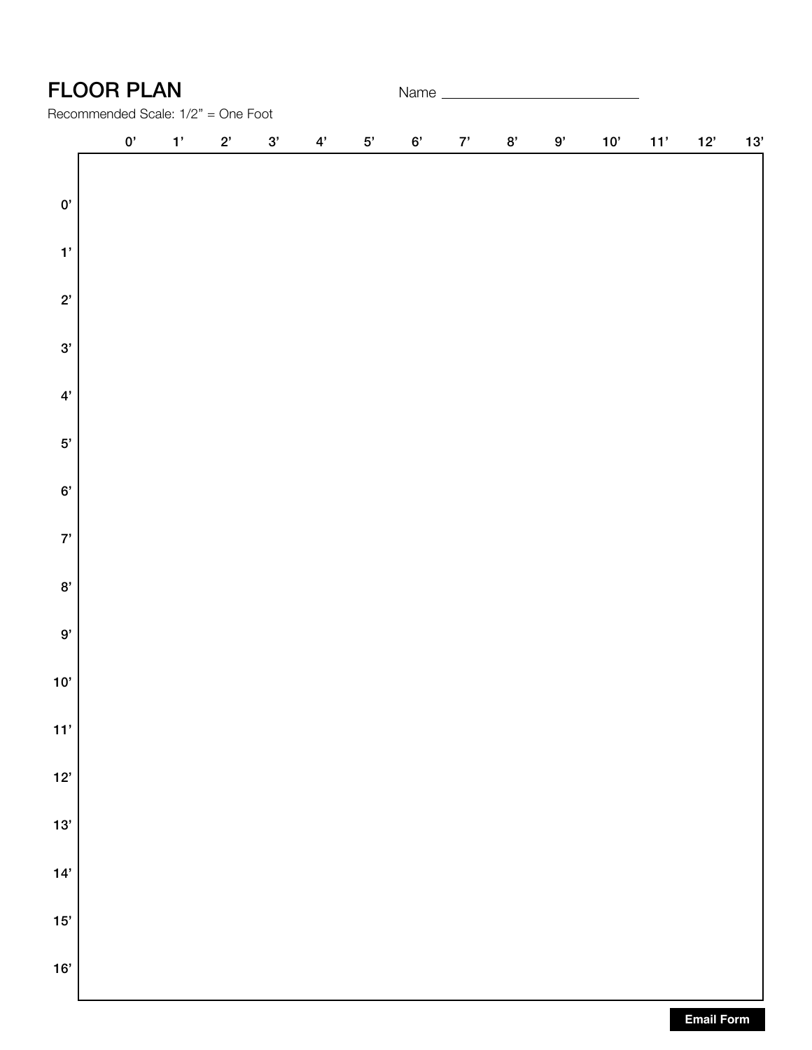# FLOOR PLAN

Name ____________________________

Recommended Scale: 1/2" = One Foot

0' 1' 2' 3' 4' 5' 6' 7' 8' 9' 10' 11' 12' 13'

0'
1'
2'
3'
4'
5'
6'
7'
8'
9'
10'
11'
12'
13'
14'
15'
16'

**Email Form**